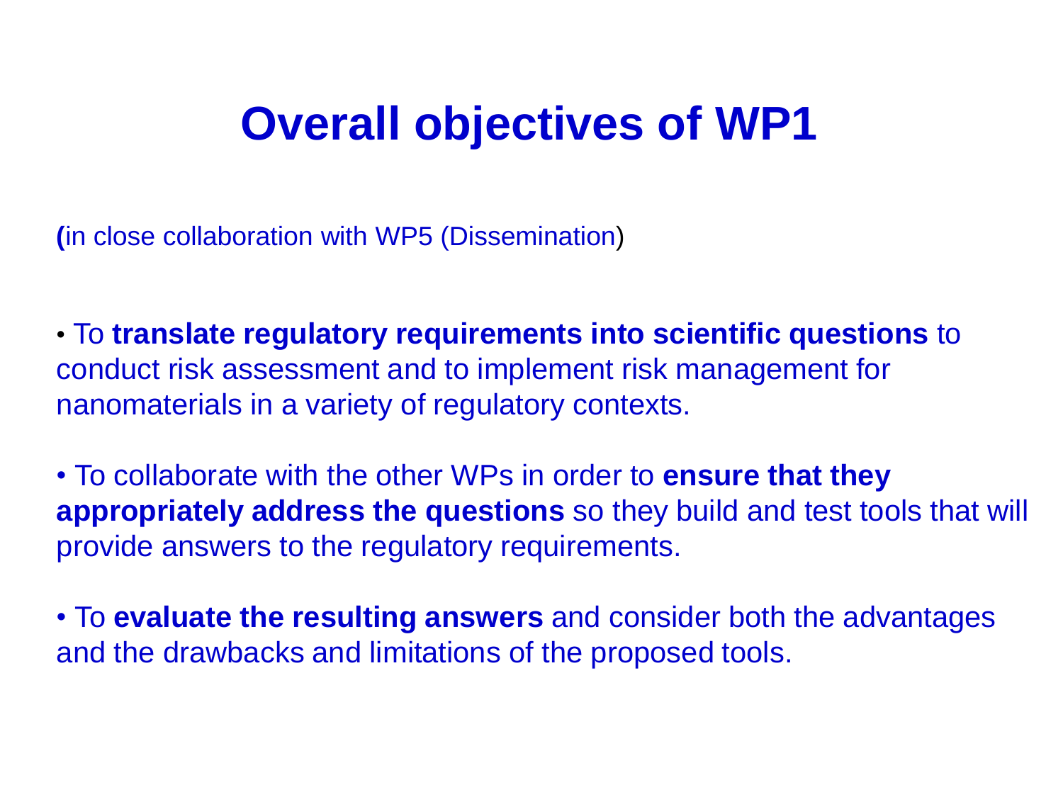# Overall objectives of WP1

**(**in close collaboration with WP5 (Dissemination)

• To **translate regulatory requirements into scientific questions** to conduct risk assessment and to implement risk management for nanomaterials in a variety of regulatory contexts.

• To collaborate with the other WPs in order to **ensure that they appropriately address the questions** so they build and test tools that will provide answers to the regulatory requirements.

• To **evaluate the resulting answers** and consider both the advantages and the drawbacks and limitations of the proposed tools.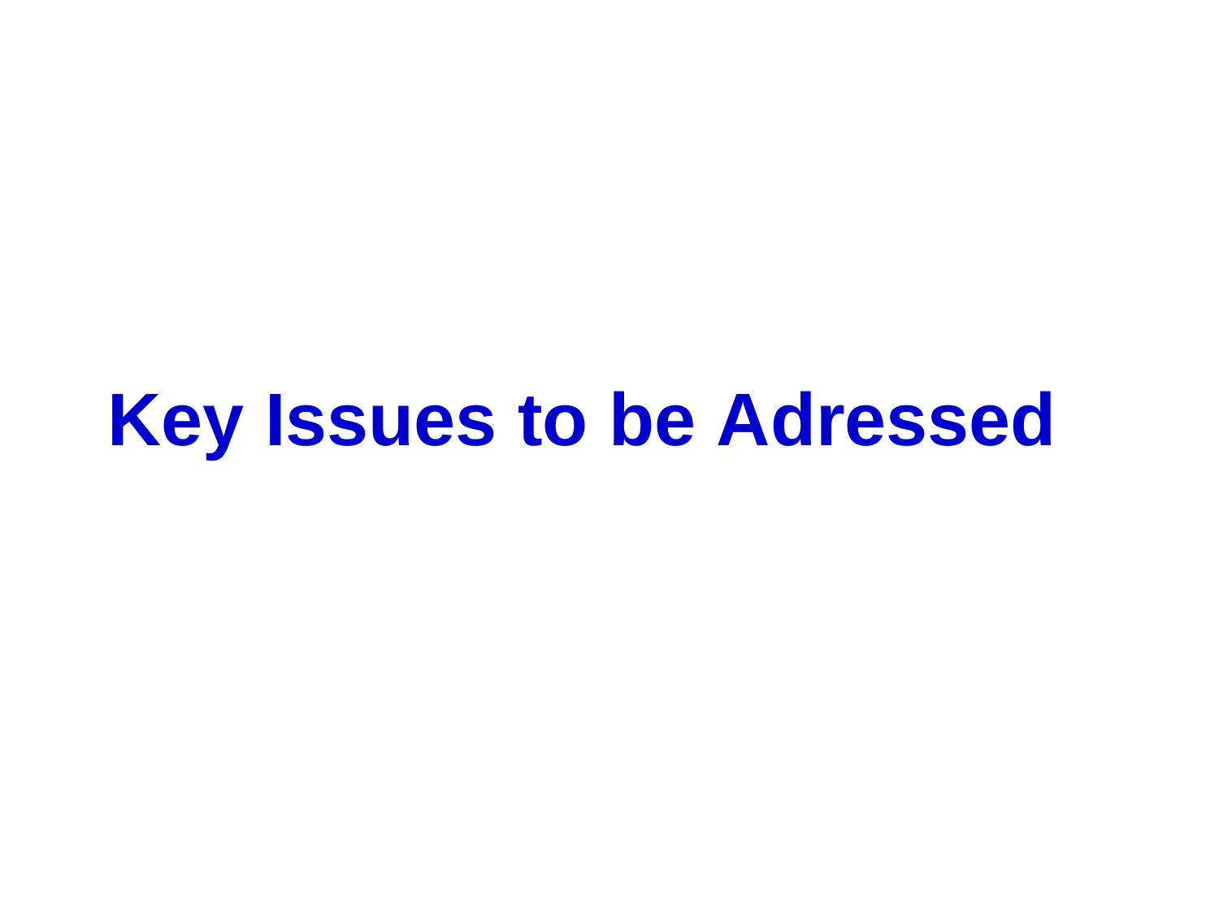# Key Issues to be Adressed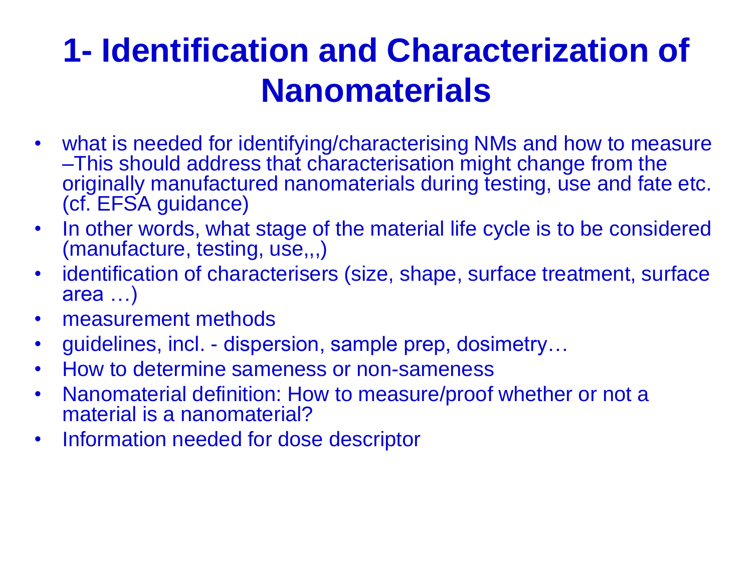# 1- Identification and Characterization of Nanomaterials

- what is needed for identifying/characterising NMs and how to measure –This should address that characterisation might change from the originally manufactured nanomaterials during testing, use and fate etc. (cf. EFSA guidance)
- In other words, what stage of the material life cycle is to be considered (manufacture, testing, use,,,)
- identification of characterisers (size, shape, surface treatment, surface area …)
- measurement methods
- guidelines, incl. - dispersion, sample prep, dosimetry…
- How to determine sameness or non-sameness
- Nanomaterial definition: How to measure/proof whether or not a material is a nanomaterial?
- Information needed for dose descriptor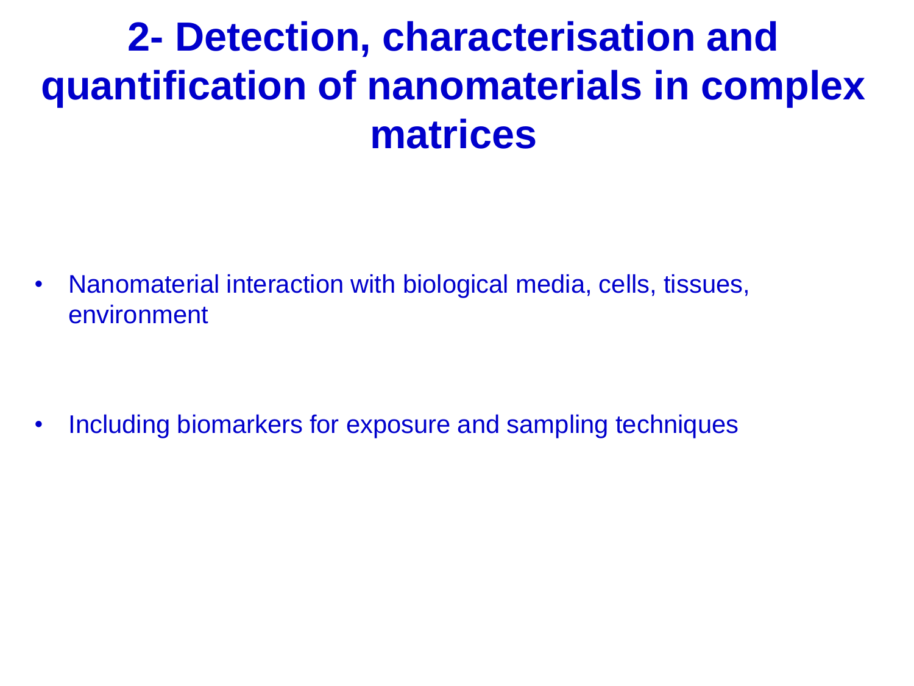# 2- Detection, characterisation and quantification of nanomaterials in complex matrices

- Nanomaterial interaction with biological media, cells, tissues, environment

- Including biomarkers for exposure and sampling techniques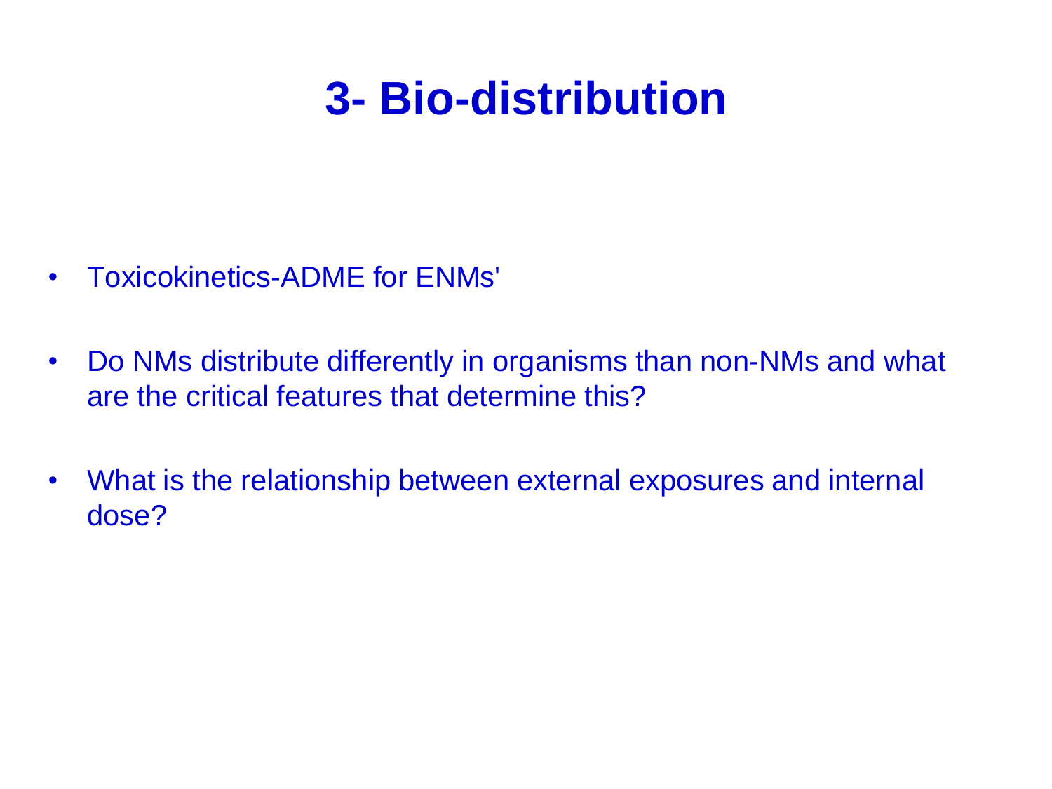# 3- Bio-distribution

- Toxicokinetics-ADME for ENMs'
- Do NMs distribute differently in organisms than non-NMs and what are the critical features that determine this?
- What is the relationship between external exposures and internal dose?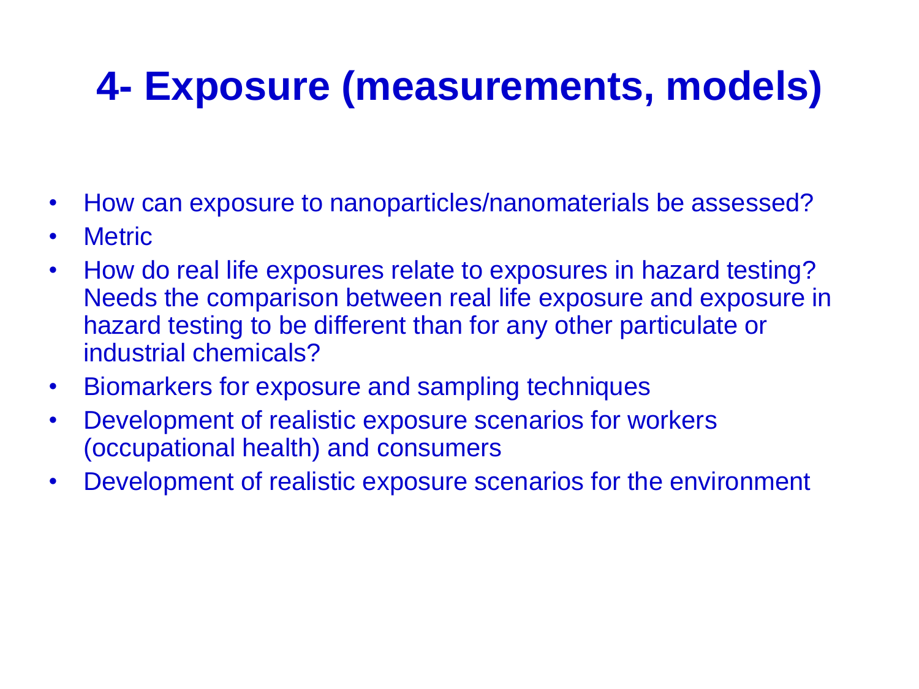# 4- Exposure (measurements, models)

- How can exposure to nanoparticles/nanomaterials be assessed?
- Metric
- How do real life exposures relate to exposures in hazard testing? Needs the comparison between real life exposure and exposure in hazard testing to be different than for any other particulate or industrial chemicals?
- Biomarkers for exposure and sampling techniques
- Development of realistic exposure scenarios for workers (occupational health) and consumers
- Development of realistic exposure scenarios for the environment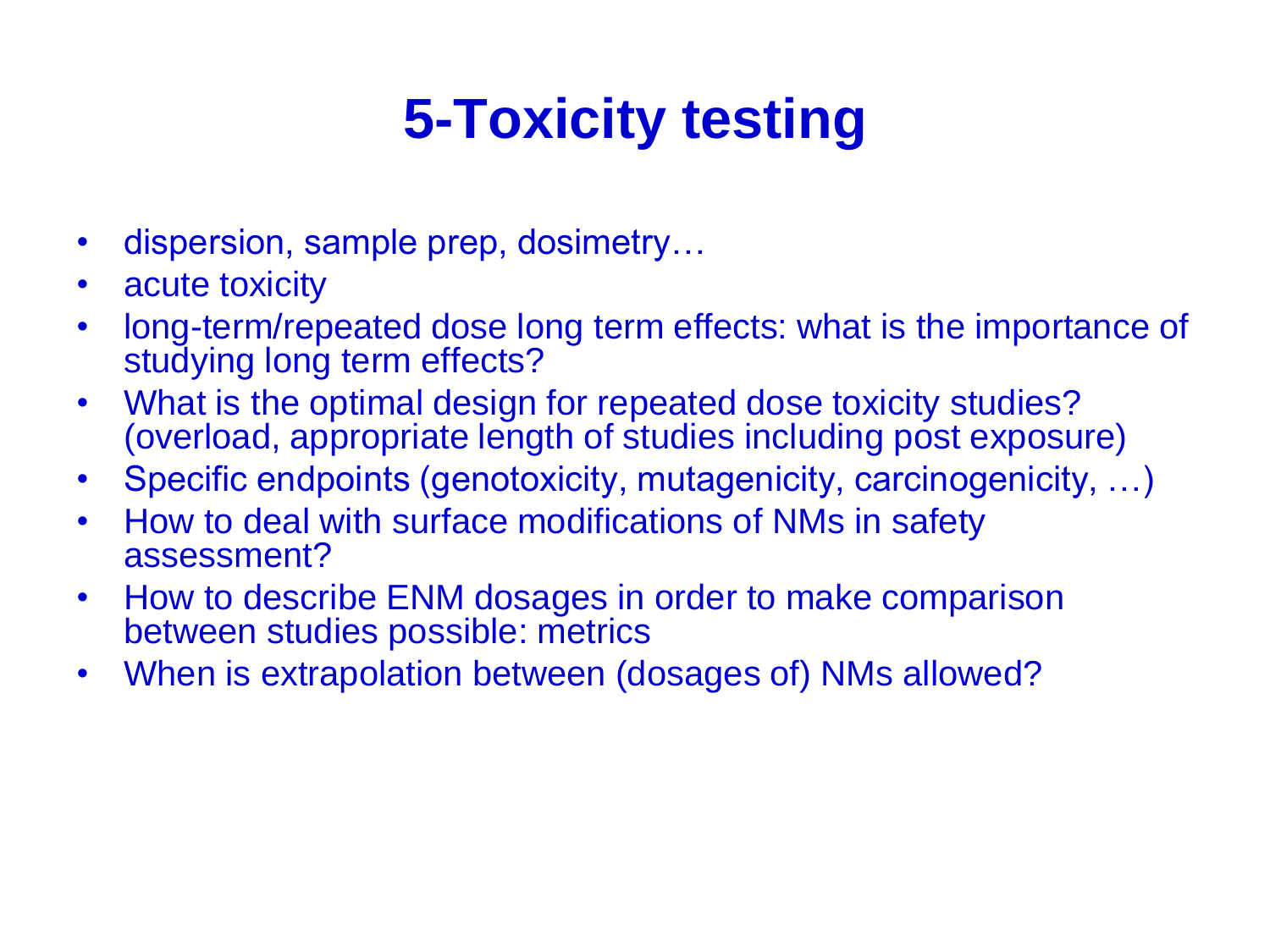# 5-Toxicity testing

- dispersion, sample prep, dosimetry…
- acute toxicity
- long-term/repeated dose long term effects: what is the importance of studying long term effects?
- What is the optimal design for repeated dose toxicity studies? (overload, appropriate length of studies including post exposure)
- Specific endpoints (genotoxicity, mutagenicity, carcinogenicity, …)
- How to deal with surface modifications of NMs in safety assessment?
- How to describe ENM dosages in order to make comparison between studies possible: metrics
- When is extrapolation between (dosages of) NMs allowed?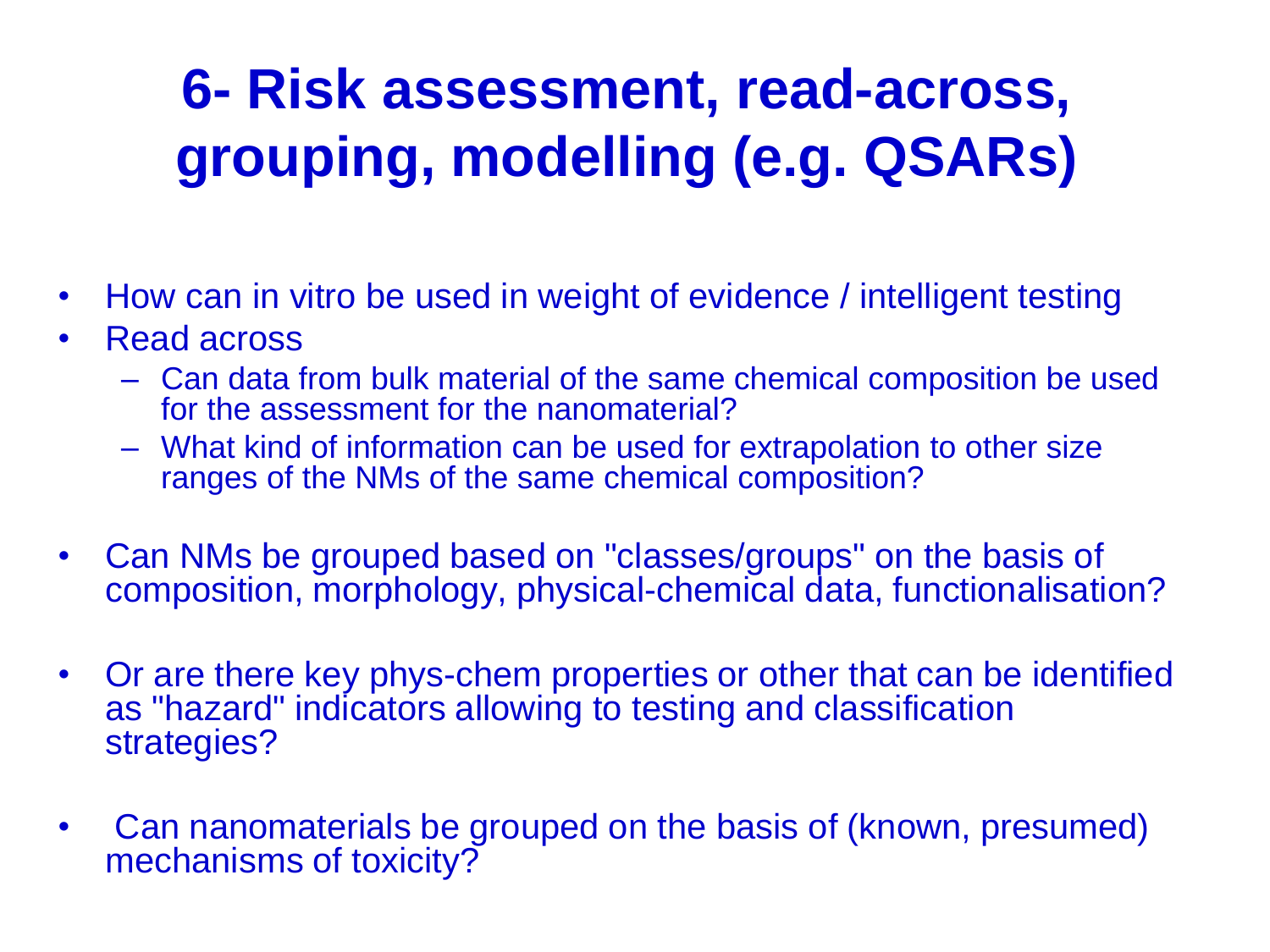# 6- Risk assessment, read-across, grouping, modelling (e.g. QSARs)

- How can in vitro be used in weight of evidence / intelligent testing
- Read across
  - Can data from bulk material of the same chemical composition be used for the assessment for the nanomaterial?
  - What kind of information can be used for extrapolation to other size ranges of the NMs of the same chemical composition?

- Can NMs be grouped based on "classes/groups" on the basis of composition, morphology, physical-chemical data, functionalisation?

- Or are there key phys-chem properties or other that can be identified as "hazard" indicators allowing to testing and classification strategies?

- Can nanomaterials be grouped on the basis of (known, presumed) mechanisms of toxicity?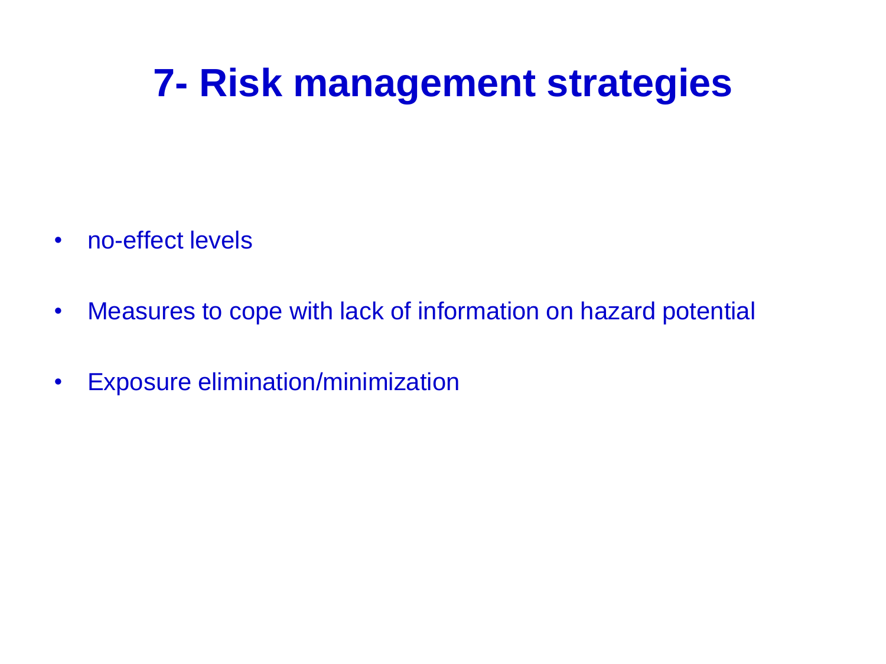# 7- Risk management strategies

- no-effect levels
- Measures to cope with lack of information on hazard potential
- Exposure elimination/minimization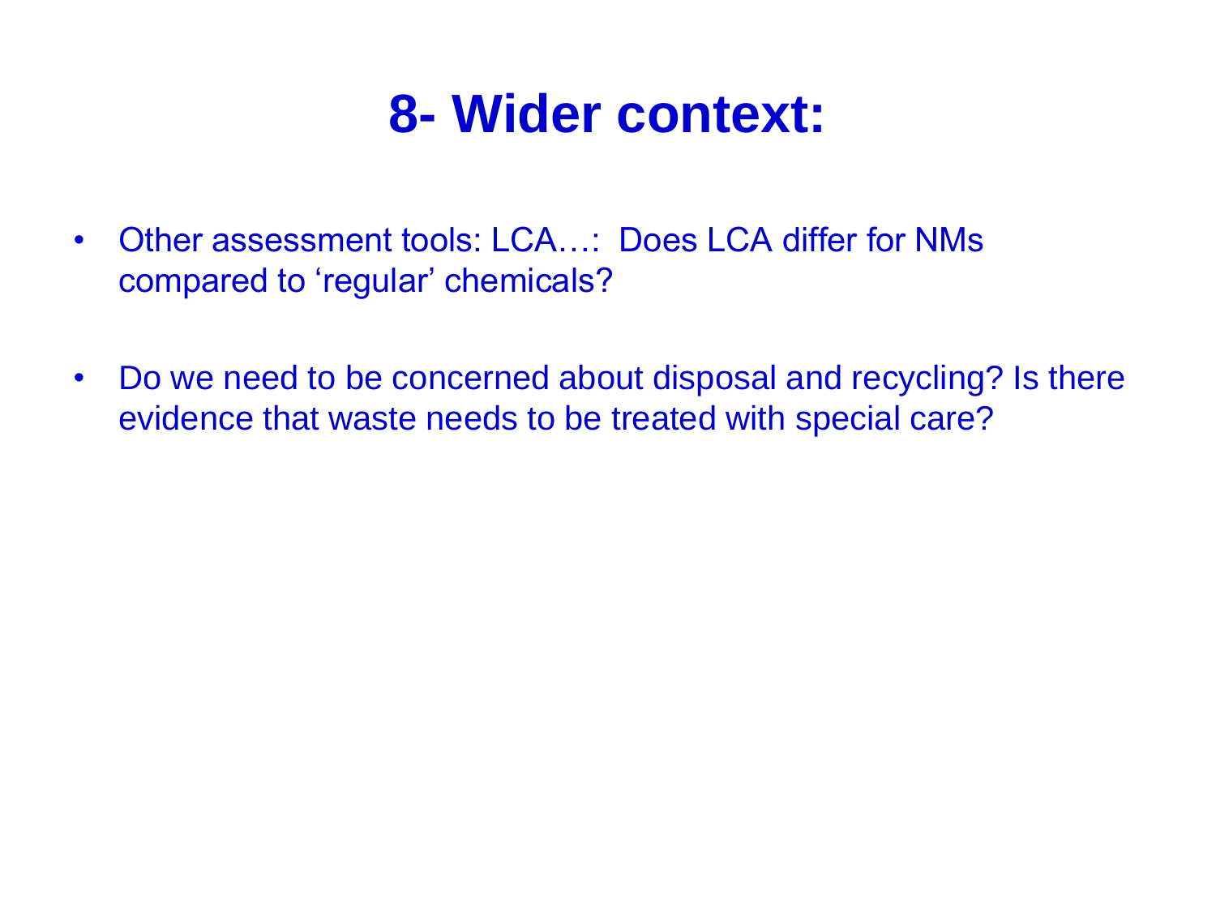# 8- Wider context:

- Other assessment tools: LCA…: Does LCA differ for NMs compared to ‘regular’ chemicals?

- Do we need to be concerned about disposal and recycling? Is there evidence that waste needs to be treated with special care?